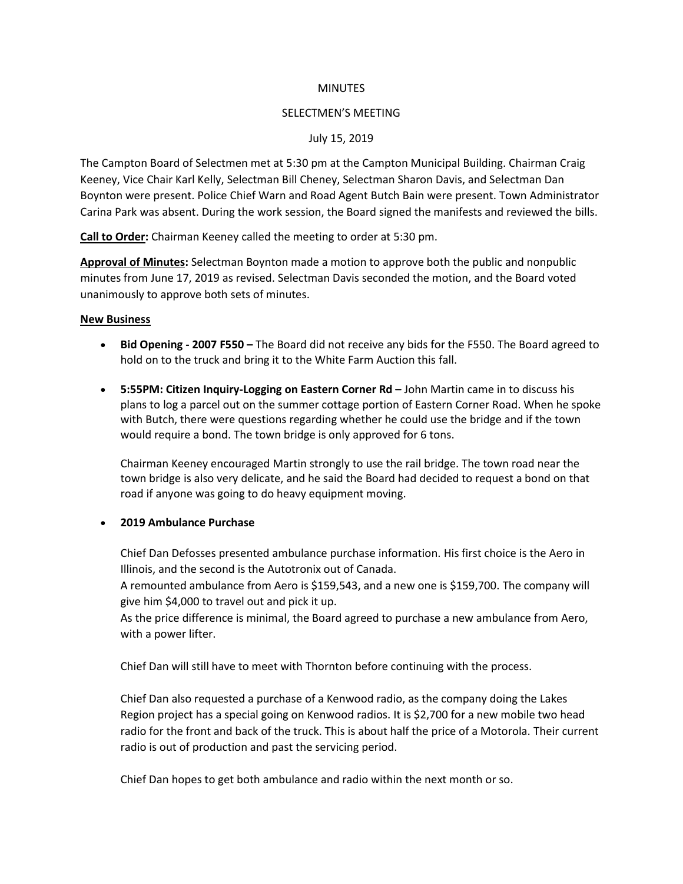MINUTES

SELECTMEN'S MEETING

July 15, 2019

The Campton Board of Selectmen met at 5:30 pm at the Campton Municipal Building. Chairman Craig Keeney, Vice Chair Karl Kelly, Selectman Bill Cheney, Selectman Sharon Davis, and Selectman Dan Boynton were present. Police Chief Warn and Road Agent Butch Bain were present. Town Administrator Carina Park was absent. During the work session, the Board signed the manifests and reviewed the bills.

**Call to Order:** Chairman Keeney called the meeting to order at 5:30 pm.

**Approval of Minutes:** Selectman Boynton made a motion to approve both the public and nonpublic minutes from June 17, 2019 as revised. Selectman Davis seconded the motion, and the Board voted unanimously to approve both sets of minutes.

**New Business**

- **Bid Opening - 2007 F550 –** The Board did not receive any bids for the F550. The Board agreed to hold on to the truck and bring it to the White Farm Auction this fall.

- **5:55PM: Citizen Inquiry-Logging on Eastern Corner Rd –** John Martin came in to discuss his plans to log a parcel out on the summer cottage portion of Eastern Corner Road. When he spoke with Butch, there were questions regarding whether he could use the bridge and if the town would require a bond. The town bridge is only approved for 6 tons.

  Chairman Keeney encouraged Martin strongly to use the rail bridge. The town road near the town bridge is also very delicate, and he said the Board had decided to request a bond on that road if anyone was going to do heavy equipment moving.

- **2019 Ambulance Purchase**

  Chief Dan Defosses presented ambulance purchase information. His first choice is the Aero in Illinois, and the second is the Autotronix out of Canada.
  A remounted ambulance from Aero is $159,543, and a new one is $159,700. The company will give him $4,000 to travel out and pick it up.
  As the price difference is minimal, the Board agreed to purchase a new ambulance from Aero, with a power lifter.

  Chief Dan will still have to meet with Thornton before continuing with the process.

  Chief Dan also requested a purchase of a Kenwood radio, as the company doing the Lakes Region project has a special going on Kenwood radios. It is $2,700 for a new mobile two head radio for the front and back of the truck. This is about half the price of a Motorola. Their current radio is out of production and past the servicing period.

  Chief Dan hopes to get both ambulance and radio within the next month or so.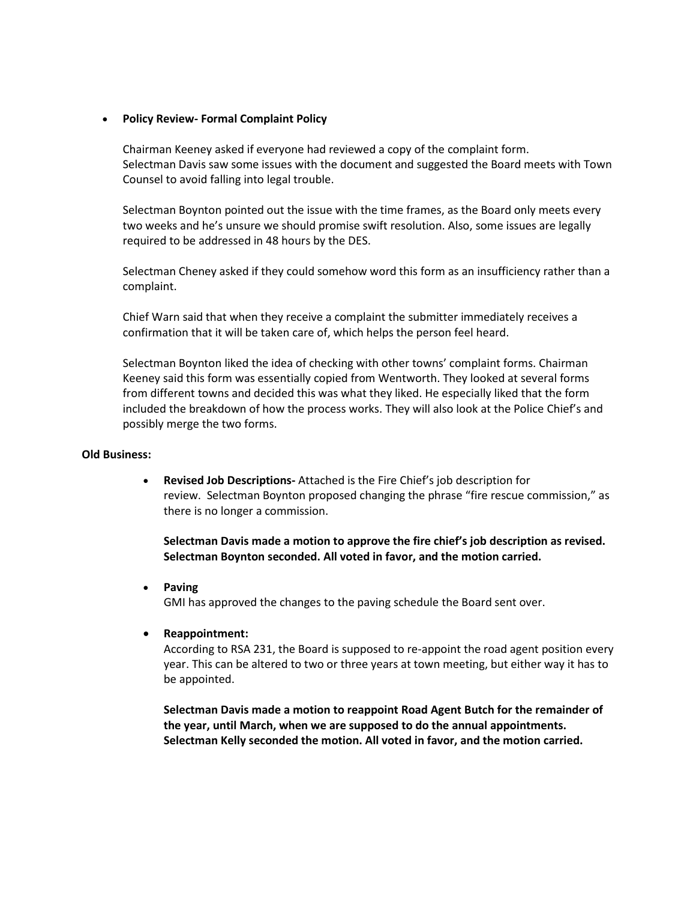- **Policy Review- Formal Complaint Policy**

  Chairman Keeney asked if everyone had reviewed a copy of the complaint form.
  Selectman Davis saw some issues with the document and suggested the Board meets with Town Counsel to avoid falling into legal trouble.

  Selectman Boynton pointed out the issue with the time frames, as the Board only meets every two weeks and he's unsure we should promise swift resolution. Also, some issues are legally required to be addressed in 48 hours by the DES.

  Selectman Cheney asked if they could somehow word this form as an insufficiency rather than a complaint.

  Chief Warn said that when they receive a complaint the submitter immediately receives a confirmation that it will be taken care of, which helps the person feel heard.

  Selectman Boynton liked the idea of checking with other towns' complaint forms. Chairman Keeney said this form was essentially copied from Wentworth. They looked at several forms from different towns and decided this was what they liked. He especially liked that the form included the breakdown of how the process works. They will also look at the Police Chief's and possibly merge the two forms.

**Old Business:**

- **Revised Job Descriptions-** Attached is the Fire Chief's job description for review. Selectman Boynton proposed changing the phrase "fire rescue commission," as there is no longer a commission.

  **Selectman Davis made a motion to approve the fire chief's job description as revised. Selectman Boynton seconded. All voted in favor, and the motion carried.**

- **Paving**
  GMI has approved the changes to the paving schedule the Board sent over.

- **Reappointment:**
  According to RSA 231, the Board is supposed to re-appoint the road agent position every year. This can be altered to two or three years at town meeting, but either way it has to be appointed.

  **Selectman Davis made a motion to reappoint Road Agent Butch for the remainder of the year, until March, when we are supposed to do the annual appointments. Selectman Kelly seconded the motion. All voted in favor, and the motion carried.**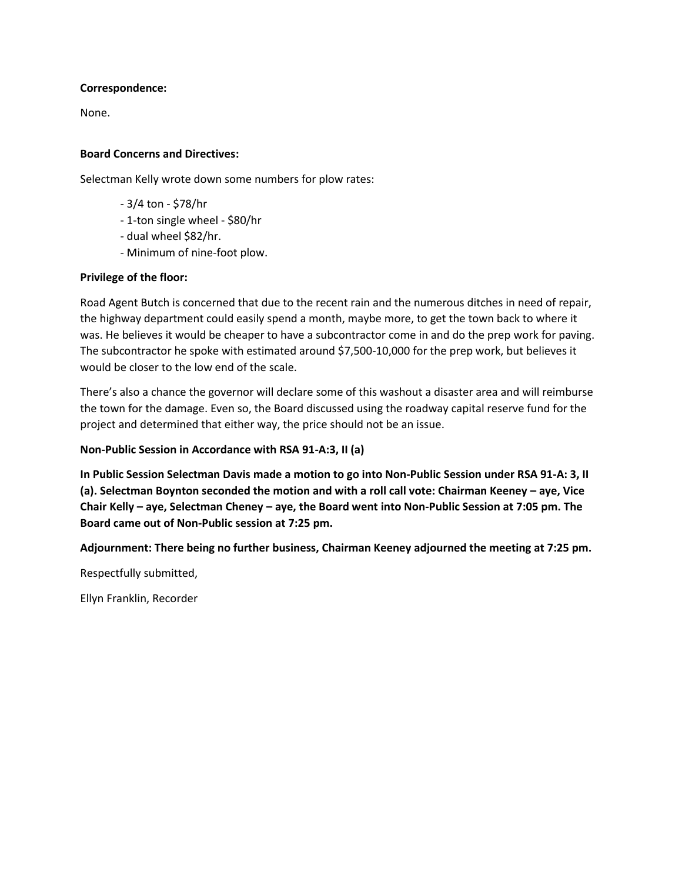**Correspondence:**

None.

**Board Concerns and Directives:**

Selectman Kelly wrote down some numbers for plow rates:

- 3/4 ton - $78/hr
- 1-ton single wheel - $80/hr
- dual wheel $82/hr.
- Minimum of nine-foot plow.

**Privilege of the floor:**

Road Agent Butch is concerned that due to the recent rain and the numerous ditches in need of repair, the highway department could easily spend a month, maybe more, to get the town back to where it was. He believes it would be cheaper to have a subcontractor come in and do the prep work for paving. The subcontractor he spoke with estimated around $7,500-10,000 for the prep work, but believes it would be closer to the low end of the scale.

There's also a chance the governor will declare some of this washout a disaster area and will reimburse the town for the damage. Even so, the Board discussed using the roadway capital reserve fund for the project and determined that either way, the price should not be an issue.

**Non-Public Session in Accordance with RSA 91-A:3, II (a)**

**In Public Session Selectman Davis made a motion to go into Non-Public Session under RSA 91-A: 3, II (a). Selectman Boynton seconded the motion and with a roll call vote: Chairman Keeney – aye, Vice Chair Kelly – aye, Selectman Cheney – aye, the Board went into Non-Public Session at 7:05 pm. The Board came out of Non-Public session at 7:25 pm.**

**Adjournment: There being no further business, Chairman Keeney adjourned the meeting at 7:25 pm.**

Respectfully submitted,

Ellyn Franklin, Recorder